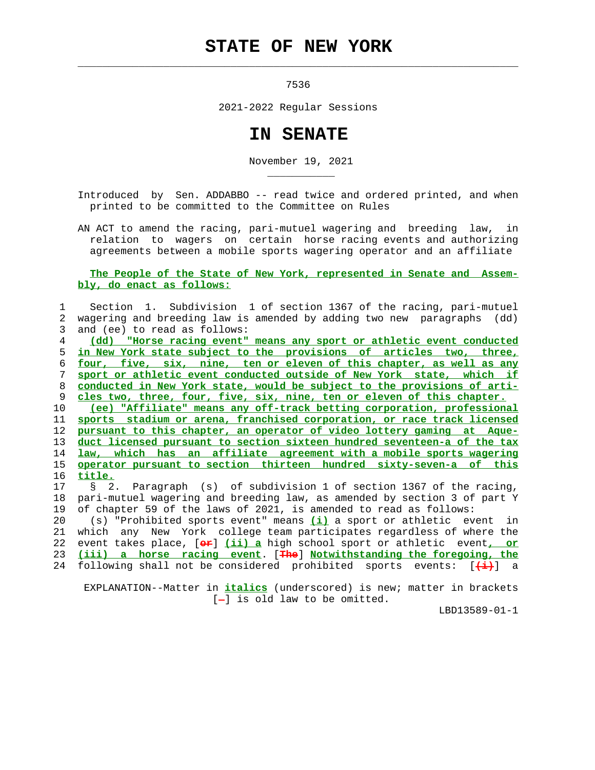# STATE OF NEW YORK

7536

2021-2022 Regular Sessions

# IN SENATE

November 19, 2021

Introduced by Sen. ADDABBO -- read twice and ordered printed, and when printed to be committed to the Committee on Rules

AN ACT to amend the racing, pari-mutuel wagering and breeding law, in relation to wagers on certain horse racing events and authorizing agreements between a mobile sports wagering operator and an affiliate

**The People of the State of New York, represented in Senate and Assembly, do enact as follows:**

Section 1. Subdivision 1 of section 1367 of the racing, pari-mutuel wagering and breeding law is amended by adding two new paragraphs (dd) and (ee) to read as follows:

*(dd) "Horse racing event" means any sport or athletic event conducted in New York state subject to the provisions of articles two, three, four, five, six, nine, ten or eleven of this chapter, as well as any sport or athletic event conducted outside of New York state, which if conducted in New York state, would be subject to the provisions of articles two, three, four, five, six, nine, ten or eleven of this chapter.*

*(ee) "Affiliate" means any off-track betting corporation, professional sports stadium or arena, franchised corporation, or race track licensed pursuant to this chapter, an operator of video lottery gaming at Aqueduct licensed pursuant to section sixteen hundred seventeen-a of the tax law, which has an affiliate agreement with a mobile sports wagering operator pursuant to section thirteen hundred sixty-seven-a of this title.*

§ 2. Paragraph (s) of subdivision 1 of section 1367 of the racing, pari-mutuel wagering and breeding law, as amended by section 3 of part Y of chapter 59 of the laws of 2021, is amended to read as follows:

(s) "Prohibited sports event" means *(i)* a sport or athletic event in which any New York college team participates regardless of where the event takes place, [or] *(ii) a* high school sport or athletic event*, or (iii) a horse racing event*. [The] *Notwithstanding the foregoing, the* following shall not be considered prohibited sports events: [(i)] a

EXPLANATION--Matter in *italics* (underscored) is new; matter in brackets [-] is old law to be omitted.

LBD13589-01-1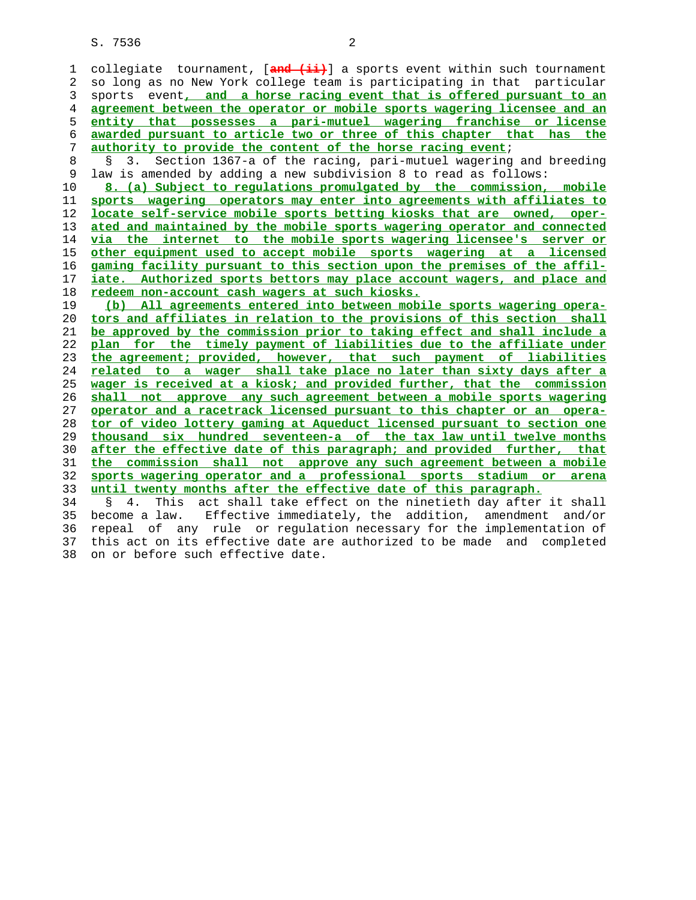collegiate tournament, [~~and (ii)~~] a sports event within such tournament so long as no New York college team is participating in that particular sports event, and a horse racing event that is offered pursuant to an agreement between the operator or mobile sports wagering licensee and an entity that possesses a pari-mutuel wagering franchise or license awarded pursuant to article two or three of this chapter that has the authority to provide the content of the horse racing event;

§ 3. Section 1367-a of the racing, pari-mutuel wagering and breeding law is amended by adding a new subdivision 8 to read as follows:

8. (a) Subject to regulations promulgated by the commission, mobile sports wagering operators may enter into agreements with affiliates to locate self-service mobile sports betting kiosks that are owned, operated and maintained by the mobile sports wagering operator and connected via the internet to the mobile sports wagering licensee's server or other equipment used to accept mobile sports wagering at a licensed gaming facility pursuant to this section upon the premises of the affiliate. Authorized sports bettors may place account wagers, and place and redeem non-account cash wagers at such kiosks.

(b) All agreements entered into between mobile sports wagering operators and affiliates in relation to the provisions of this section shall be approved by the commission prior to taking effect and shall include a plan for the timely payment of liabilities due to the affiliate under the agreement; provided, however, that such payment of liabilities related to a wager shall take place no later than sixty days after a wager is received at a kiosk; and provided further, that the commission shall not approve any such agreement between a mobile sports wagering operator and a racetrack licensed pursuant to this chapter or an operator of video lottery gaming at Aqueduct licensed pursuant to section one thousand six hundred seventeen-a of the tax law until twelve months after the effective date of this paragraph; and provided further, that the commission shall not approve any such agreement between a mobile sports wagering operator and a professional sports stadium or arena until twenty months after the effective date of this paragraph.

§ 4. This act shall take effect on the ninetieth day after it shall become a law. Effective immediately, the addition, amendment and/or repeal of any rule or regulation necessary for the implementation of this act on its effective date are authorized to be made and completed on or before such effective date.